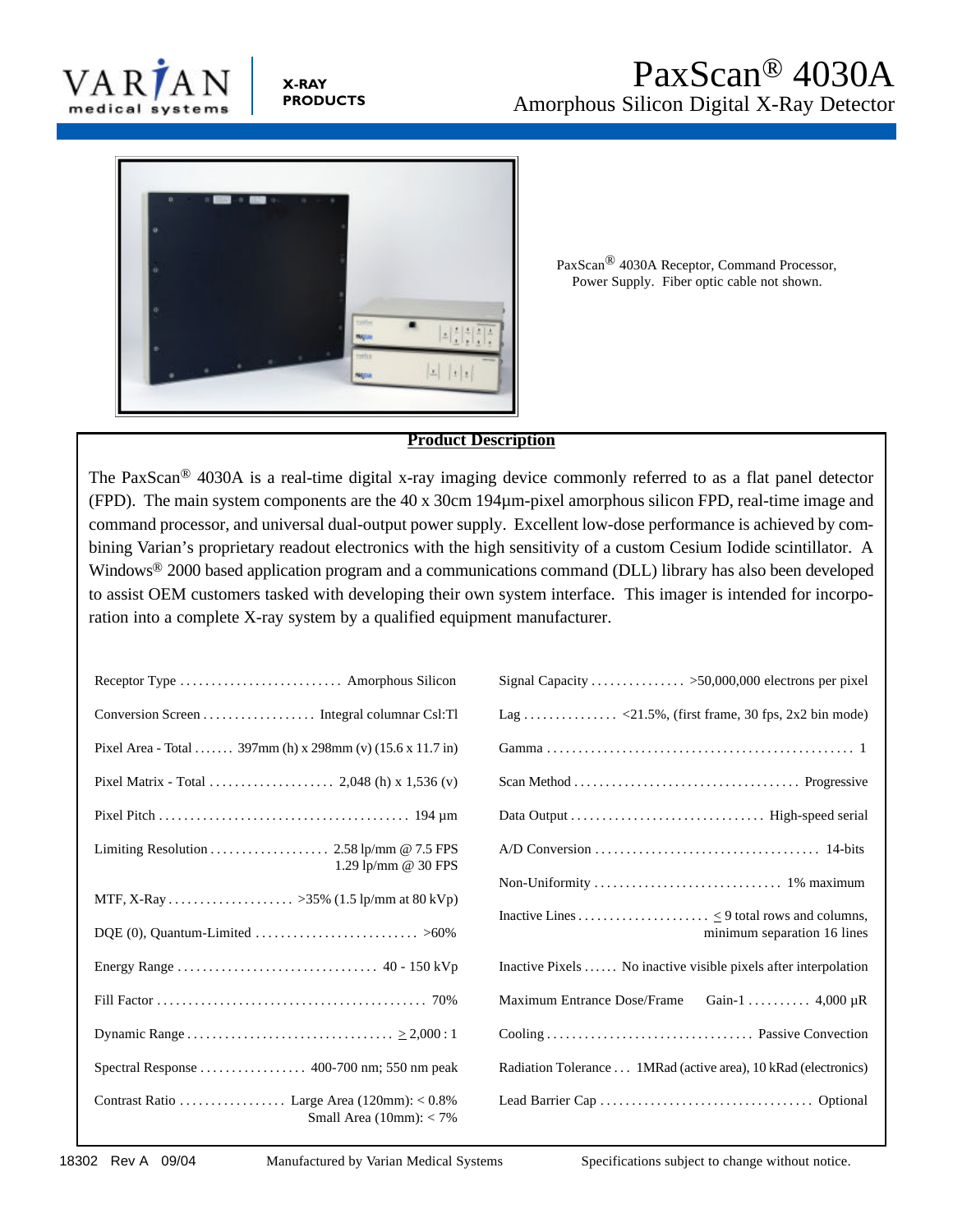VARIAN medical systems

**X-RAY PRODUCTS**

# PaxScan® 4030A

## Amorphous Silicon Digital X-Ray Detector

PaxScan® 4030A Receptor, Command Processor, Power Supply. Fiber optic cable not shown.

### Product Description

The PaxScan® 4030A is a real-time digital x-ray imaging device commonly referred to as a flat panel detector (FPD). The main system components are the 40 x 30cm 194µm-pixel amorphous silicon FPD, real-time image and command processor, and universal dual-output power supply. Excellent low-dose performance is achieved by combining Varian's proprietary readout electronics with the high sensitivity of a custom Cesium Iodide scintillator. A Windows® 2000 based application program and a communications command (DLL) library has also been developed to assist OEM customers tasked with developing their own system interface. This imager is intended for incorporation into a complete X-ray system by a qualified equipment manufacturer.

| Specification | Value |
|---|---|
| Receptor Type | Amorphous Silicon |
| Conversion Screen | Integral columnar CsI:Tl |
| Pixel Area - Total | 397mm (h) x 298mm (v) (15.6 x 11.7 in) |
| Pixel Matrix - Total | 2,048 (h) x 1,536 (v) |
| Pixel Pitch | 194 µm |
| Limiting Resolution | 2.58 lp/mm @ 7.5 FPS<br>1.29 lp/mm @ 30 FPS |
| MTF, X-Ray | >35% (1.5 lp/mm at 80 kVp) |
| DQE (0), Quantum-Limited | >60% |
| Energy Range | 40 - 150 kVp |
| Fill Factor | 70% |
| Dynamic Range | ≥ 2,000 : 1 |
| Spectral Response | 400-700 nm; 550 nm peak |
| Contrast Ratio | Large Area (120mm): < 0.8%<br>Small Area (10mm): < 7% |
| Signal Capacity | >50,000,000 electrons per pixel |
| Lag | <21.5%, (first frame, 30 fps, 2x2 bin mode) |
| Gamma | 1 |
| Scan Method | Progressive |
| Data Output | High-speed serial |
| A/D Conversion | 14-bits |
| Non-Uniformity | 1% maximum |
| Inactive Lines | ≤ 9 total rows and columns, minimum separation 16 lines |
| Inactive Pixels | No inactive visible pixels after interpolation |
| Maximum Entrance Dose/Frame | Gain-1 .......... 4,000 µR |
| Cooling | Passive Convection |
| Radiation Tolerance | 1MRad (active area), 10 kRad (electronics) |
| Lead Barrier Cap | Optional |

18302 Rev A 09/04 Manufactured by Varian Medical Systems Specifications subject to change without notice.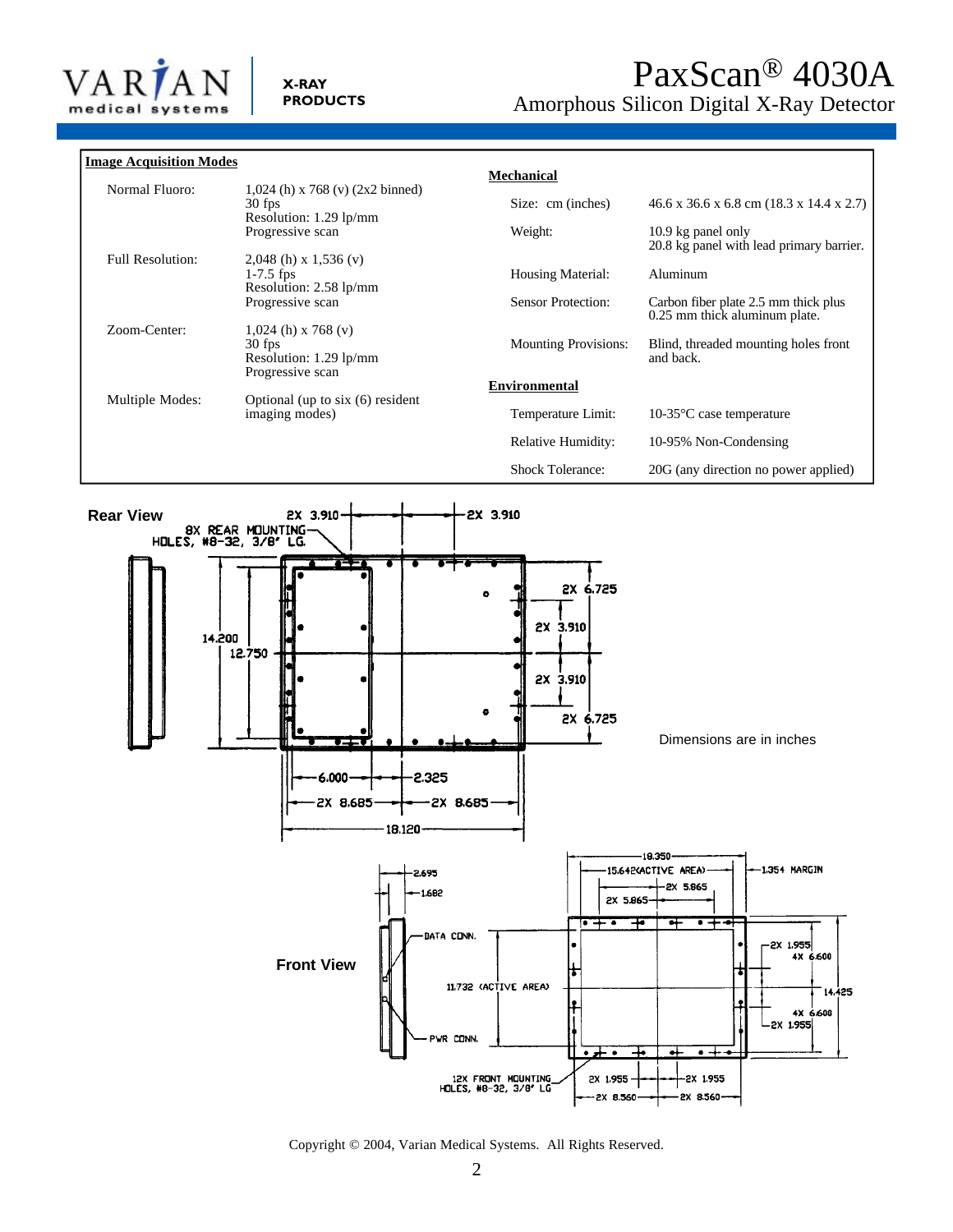# PaxScan® 4030A

## Amorphous Silicon Digital X-Ray Detector

### Image Acquisition Modes

| | |
|---|---|
| Normal Fluoro: | 1,024 (h) x 768 (v) (2x2 binned)<br>30 fps<br>Resolution: 1.29 lp/mm<br>Progressive scan |
| Full Resolution: | 2,048 (h) x 1,536 (v)<br>1-7.5 fps<br>Resolution: 2.58 lp/mm<br>Progressive scan |
| Zoom-Center: | 1,024 (h) x 768 (v)<br>30 fps<br>Resolution: 1.29 lp/mm<br>Progressive scan |
| Multiple Modes: | Optional (up to six (6) resident imaging modes) |

### Mechanical

| | |
|---|---|
| Size: cm (inches) | 46.6 x 36.6 x 6.8 cm (18.3 x 14.4 x 2.7) |
| Weight: | 10.9 kg panel only<br>20.8 kg panel with lead primary barrier. |
| Housing Material: | Aluminum |
| Sensor Protection: | Carbon fiber plate 2.5 mm thick plus 0.25 mm thick aluminum plate. |
| Mounting Provisions: | Blind, threaded mounting holes front and back. |

### Environmental

| | |
|---|---|
| Temperature Limit: | 10-35°C case temperature |
| Relative Humidity: | 10-95% Non-Condensing |
| Shock Tolerance: | 20G (any direction no power applied) |

**Rear View**

8X REAR MOUNTING HOLES, #8-32, 3/8" LG.

2X 3.910 | 2X 3.910 | 2X 6.725 | 2X 3.910 | 2X 3.910 | 2X 6.725 | 14.200 | 12.750 | 6.000 | 2.325 | 2X 8.685 | 2X 8.685 | 18.120

Dimensions are in inches

**Front View**

2.695 | 1.682 | DATA CONN. | PWR CONN. | 11.732 (ACTIVE AREA) | 12X FRONT MOUNTING HOLES, #8-32, 3/8" LG

18.350 | 15.642(ACTIVE AREA) | 1.354 MARGIN | 2X 5.865 | 2X 5.865 | 2X 1.955 | 4X 6.600 | 14.425 | 4X 6.600 | 2X 1.955 | 2X 1.955 | 2X 1.955 | 2X 8.560 | 2X 8.560

Copyright © 2004, Varian Medical Systems. All Rights Reserved.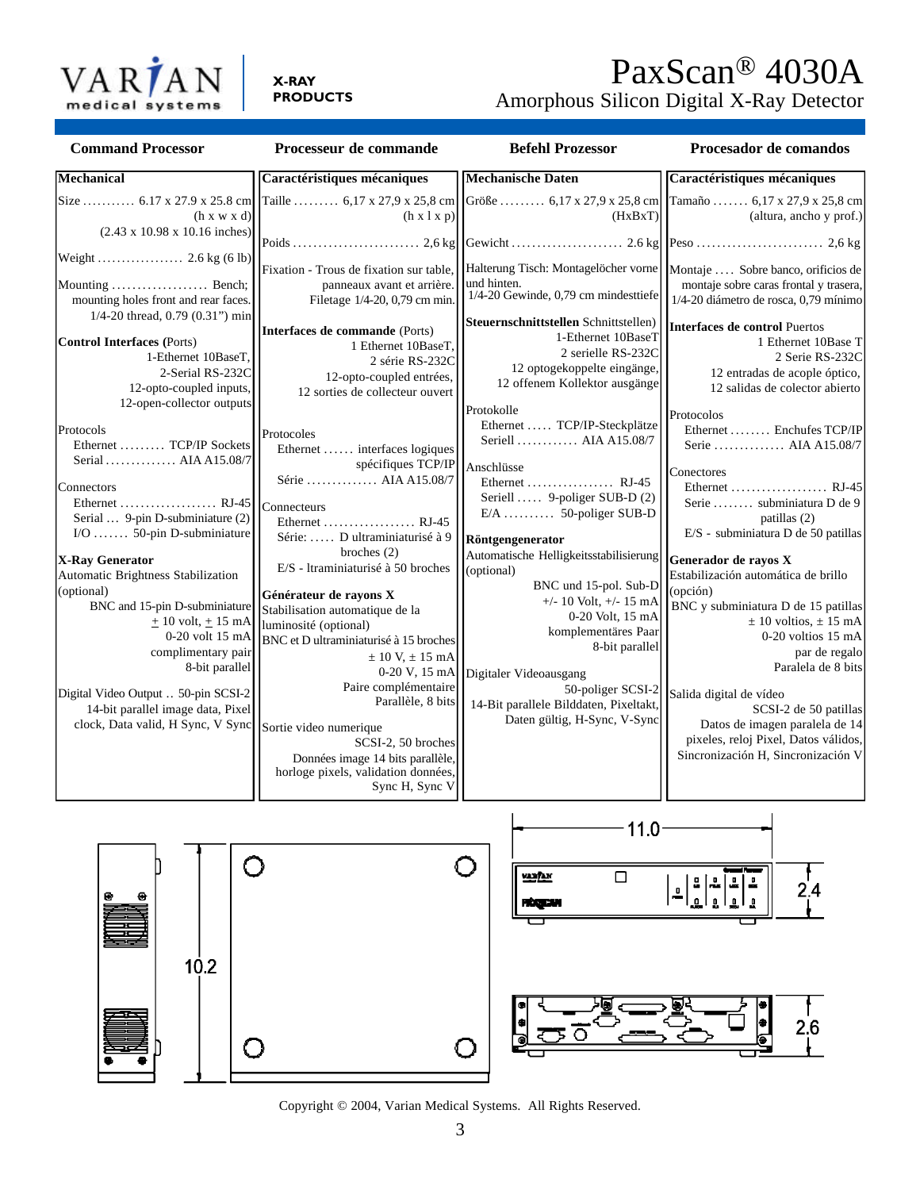# PaxScan® 4030A

Amorphous Silicon Digital X-Ray Detector

X-RAY PRODUCTS

## Command Processor

**Mechanical**

Size ........... 6.17 x 27.9 x 25.8 cm (h x w x d) (2.43 x 10.98 x 10.16 inches)

Weight .................. 2.6 kg (6 lb)

Mounting ................... Bench; mounting holes front and rear faces. 1/4-20 thread, 0.79 (0.31") min

**Control Interfaces** (Ports)
1-Ethernet 10BaseT,
2-Serial RS-232C
12-opto-coupled inputs,
12-open-collector outputs

Protocols
Ethernet ......... TCP/IP Sockets
Serial .............. AIA A15.08/7

Connectors
Ethernet ................... RJ-45
Serial ... 9-pin D-subminiature (2)
I/O ....... 50-pin D-subminiature

**X-Ray Generator**
Automatic Brightness Stabilization (optional)
BNC and 15-pin D-subminiature
± 10 volt, ± 15 mA
0-20 volt 15 mA
complimentary pair
8-bit parallel

Digital Video Output .. 50-pin SCSI-2
14-bit parallel image data, Pixel clock, Data valid, H Sync, V Sync

## Processeur de commande

**Caractéristiques mécaniques**

Taille ......... 6,17 x 27,9 x 25,8 cm (h x l x p)

Poids ......................... 2,6 kg

Fixation - Trous de fixation sur table, panneaux avant et arrière. Filetage 1/4-20, 0,79 cm min.

**Interfaces de commande** (Ports)
1 Ethernet 10BaseT,
2 série RS-232C
12-opto-coupled entrées,
12 sorties de collecteur ouvert

Protocoles
Ethernet ...... interfaces logiques spécifiques TCP/IP
Série ............. AIA A15.08/7

Connecteurs
Ethernet .................. RJ-45
Série: ...... D ultraminiaturisé à 9 broches (2)
E/S - ltraminiaturisé à 50 broches

**Générateur de rayons X**
Stabilisation automatique de la luminosité (optional)
BNC et D ultraminiaturisé à 15 broches
± 10 V, ± 15 mA
0-20 V, 15 mA
Paire complémentaire
Parallèle, 8 bits

Sortie video numerique
SCSI-2, 50 broches
Données image 14 bits parallèle, horloge pixels, validation données, Sync H, Sync V

## Befehl Prozessor

**Mechanische Daten**

Größe ......... 6,17 x 27,9 x 25,8 cm (HxBxT)

Gewicht ...................... 2.6 kg

Halterung Tisch: Montagelöcher vorne und hinten.
1/4-20 Gewinde, 0,79 cm mindesttiefe

**Steuernschnittstellen** Schnittstellen)
1-Ethernet 10BaseT
2 serielle RS-232C
12 optogekoppelte eingänge,
12 offenem Kollektor ausgänge

Protokolle
Ethernet ..... TCP/IP-Steckplätze
Seriell ............ AIA A15.08/7

Anschlüsse
Ethernet ................. RJ-45
Seriell ..... 9-poliger SUB-D (2)
E/A .......... 50-poliger SUB-D

**Röntgengenerator**
Automatische Helligkeitsstabilisierung (optional)
BNC und 15-pol. Sub-D
+/- 10 Volt, +/- 15 mA
0-20 Volt, 15 mA
komplementäres Paar
8-bit parallel

Digitaler Videoausgang
50-poliger SCSI-2
14-Bit parallele Bilddaten, Pixeltakt, Daten gültig, H-Sync, V-Sync

## Procesador de comandos

**Caractéristiques mécaniques**

Tamaño ....... 6,17 x 27,9 x 25,8 cm (altura, ancho y prof.)

Peso ......................... 2,6 kg

Montaje .... Sobre banco, orificios de montaje sobre caras frontal y trasera, 1/4-20 diámetro de rosca, 0,79 mínimo

**Interfaces de control** Puertos
1 Ethernet 10Base T
2 Serie RS-232C
12 entradas de acople óptico,
12 salidas de colector abierto

Protocolos
Ethernet ........ Enchufes TCP/IP
Serie .............. AIA A15.08/7

Conectores
Ethernet ................... RJ-45
Serie ........ subminiatura D de 9 patillas (2)
E/S - subminiatura D de 50 patillas

**Generador de rayos X**
Estabilización automática de brillo (opción)
BNC y subminiatura D de 15 patillas
± 10 voltios, ± 15 mA
0-20 voltios 15 mA
par de regalo
Paralela de 8 bits

Salida digital de vídeo
SCSI-2 de 50 patillas
Datos de imagen paralela de 14 pixeles, reloj Pixel, Datos válidos, Sincronización H, Sincronización V

10.2

11.0

2.4

2.6

Copyright © 2004, Varian Medical Systems. All Rights Reserved.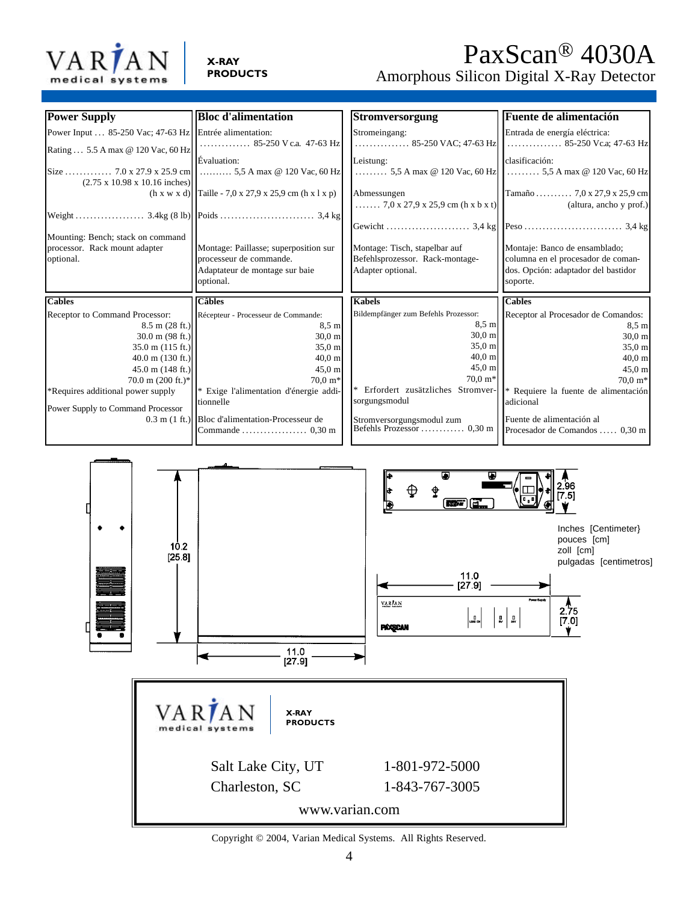VARIAN medical systems

**X-RAY PRODUCTS**

# PaxScan® 4030A

## Amorphous Silicon Digital X-Ray Detector

| Power Supply | Bloc d'alimentation | Stromversorgung | Fuente de alimentación |
|---|---|---|---|
| Power Input ... 85-250 Vac; 47-63 Hz | Entrée alimentation: .............. 85-250 V c.a. 47-63 Hz | Stromeingang: ............... 85-250 VAC; 47-63 Hz | Entrada de energía eléctrica: ............... 85-250 Vc.a; 47-63 Hz |
| Rating ... 5.5 A max @ 120 Vac, 60 Hz | Évaluation: .......... 5,5 A max @ 120 Vac, 60 Hz | Leistung: ......... 5,5 A max @ 120 Vac, 60 Hz | clasificación: ......... 5,5 A max @ 120 Vac, 60 Hz |
| Size ............. 7.0 x 27.9 x 25.9 cm (2.75 x 10.98 x 10.16 inches) (h x w x d) | Taille - 7,0 x 27,9 x 25,9 cm (h x l x p) | Abmessungen ....... 7,0 x 27,9 x 25,9 cm (h x b x t) | Tamaño .......... 7,0 x 27,9 x 25,9 cm (altura, ancho y prof.) |
| Weight ................... 3.4kg (8 lb) | Poids .......................... 3,4 kg | Gewicht ....................... 3,4 kg | Peso ........................... 3,4 kg |
| Mounting: Bench; stack on command processor. Rack mount adapter optional. | Montage: Paillasse; superposition sur processeur de commande. Adaptateur de montage sur baie optional. | Montage: Tisch, stapelbar auf Befehlsprozessor. Rack-montage-Adapter optional. | Montaje: Banco de ensamblado; columna en el procesador de comandos. Opción: adaptador del bastidor soporte. |

| Cables | Câbles | Kabels | Cables |
|---|---|---|---|
| Receptor to Command Processor: | Récepteur - Processeur de Commande: | Bildempfänger zum Befehls Prozessor: | Receptor al Procesador de Comandos: |
| 8.5 m (28 ft.) | 8,5 m | 8,5 m | 8,5 m |
| 30.0 m (98 ft.) | 30,0 m | 30,0 m | 30,0 m |
| 35.0 m (115 ft.) | 35,0 m | 35,0 m | 35,0 m |
| 40.0 m (130 ft.) | 40,0 m | 40,0 m | 40,0 m |
| 45.0 m (148 ft.) | 45,0 m | 45,0 m | 45,0 m |
| 70.0 m (200 ft.)* | 70,0 m* | 70,0 m* | 70,0 m* |
| *Requires additional power supply | * Exige l'alimentation d'énergie additionnelle | * Erfordert zusätzliches Stromversorgungsmodul | * Requiere la fuente de alimentación adicional |
| Power Supply to Command Processor 0.3 m (1 ft.) | Bloc d'alimentation-Processeur de Commande .................. 0,30 m | Stromversorgungsmodul zum Befehls Prozessor ............ 0,30 m | Fuente de alimentación al Procesador de Comandos ..... 0,30 m |

10.2
[25.8]

11.0
[27.9]

2.96
[7.5]

11.0
[27.9]

2.75
[7.0]

Inches [Centimeter}
pouces [cm]
zoll [cm]
pulgadas [centimetros]

VARIAN medical systems

**X-RAY PRODUCTS**

| | |
|---|---|
| Salt Lake City, UT | 1-801-972-5000 |
| Charleston, SC | 1-843-767-3005 |

www.varian.com

Copyright © 2004, Varian Medical Systems. All Rights Reserved.